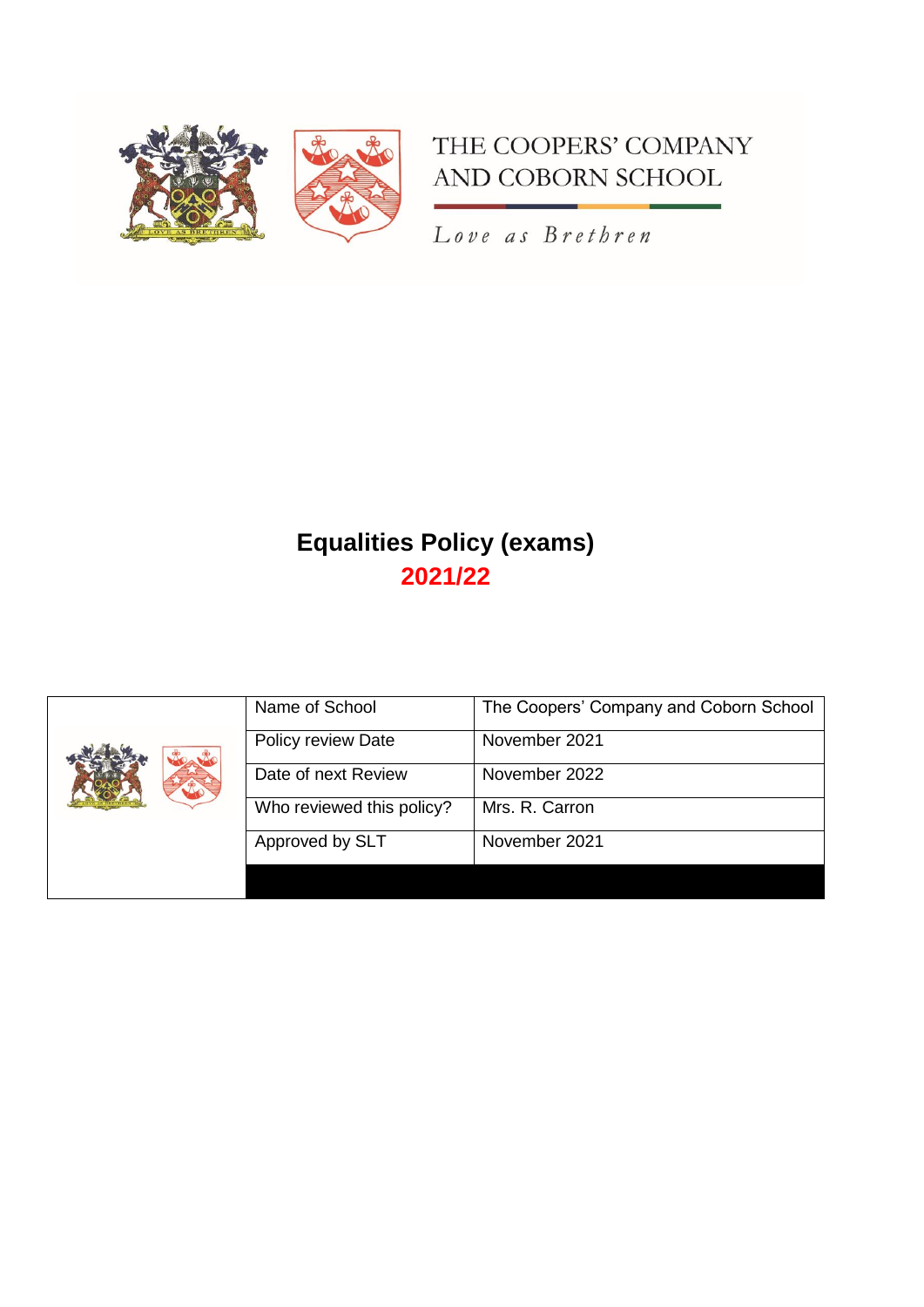THE COOPERS' COMPANY AND COBORN SCHOOL

*Love as Brethren*

# Equalities Policy (exams)

## 2021/22

| | |
|---|---|
| Name of School | The Coopers' Company and Coborn School |
| Policy review Date | November 2021 |
| Date of next Review | November 2022 |
| Who reviewed this policy? | Mrs. R. Carron |
| Approved by SLT | November 2021 |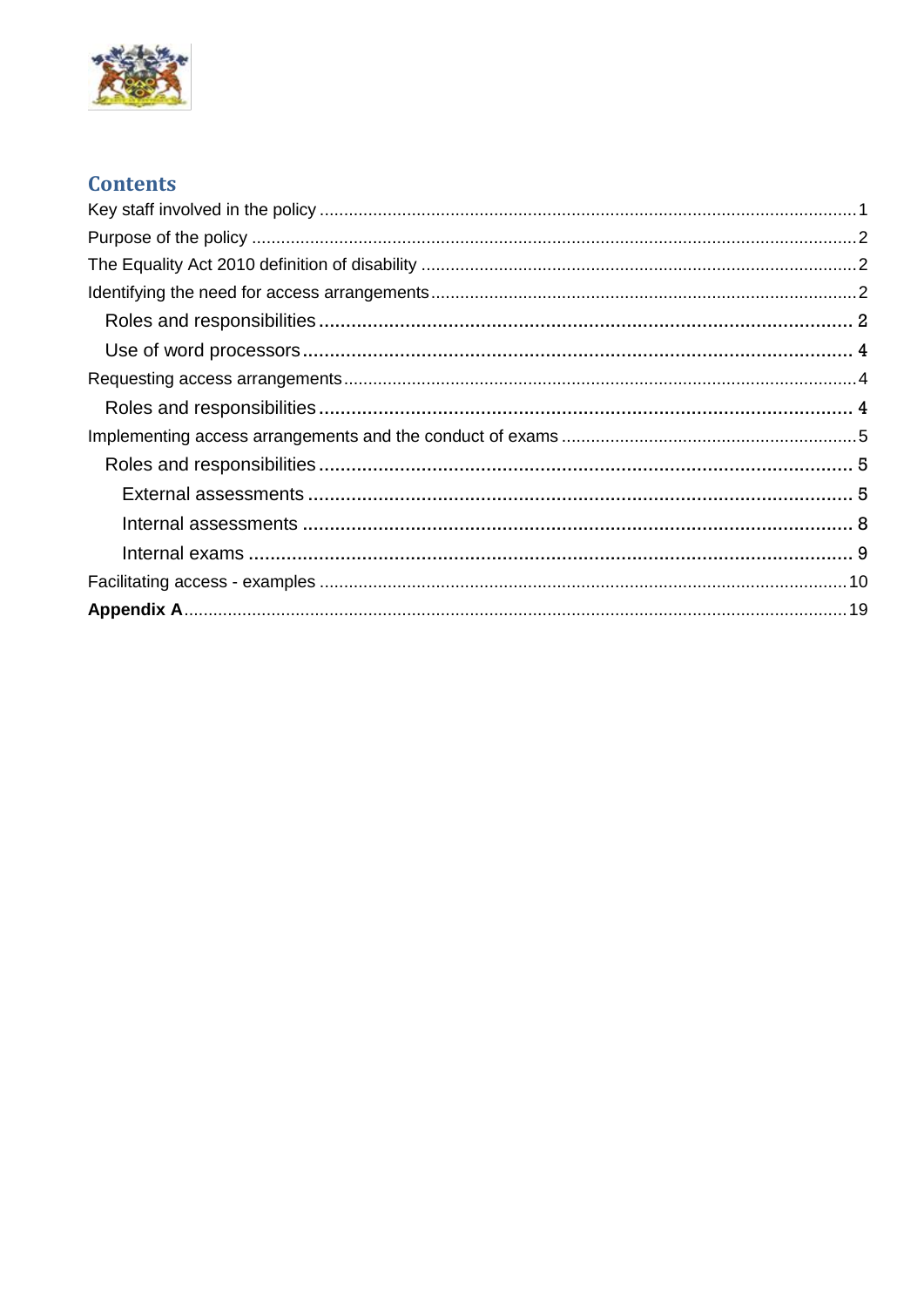## Contents

Key staff involved in the policy ..... 1
Purpose of the policy ..... 2
The Equality Act 2010 definition of disability ..... 2
Identifying the need for access arrangements ..... 2
- Roles and responsibilities ..... 2
- Use of word processors ..... 4

Requesting access arrangements ..... 4
- Roles and responsibilities ..... 4

Implementing access arrangements and the conduct of exams ..... 5
- Roles and responsibilities ..... 5
  - External assessments ..... 5
  - Internal assessments ..... 8
  - Internal exams ..... 9

Facilitating access - examples ..... 10
**Appendix A** ..... 19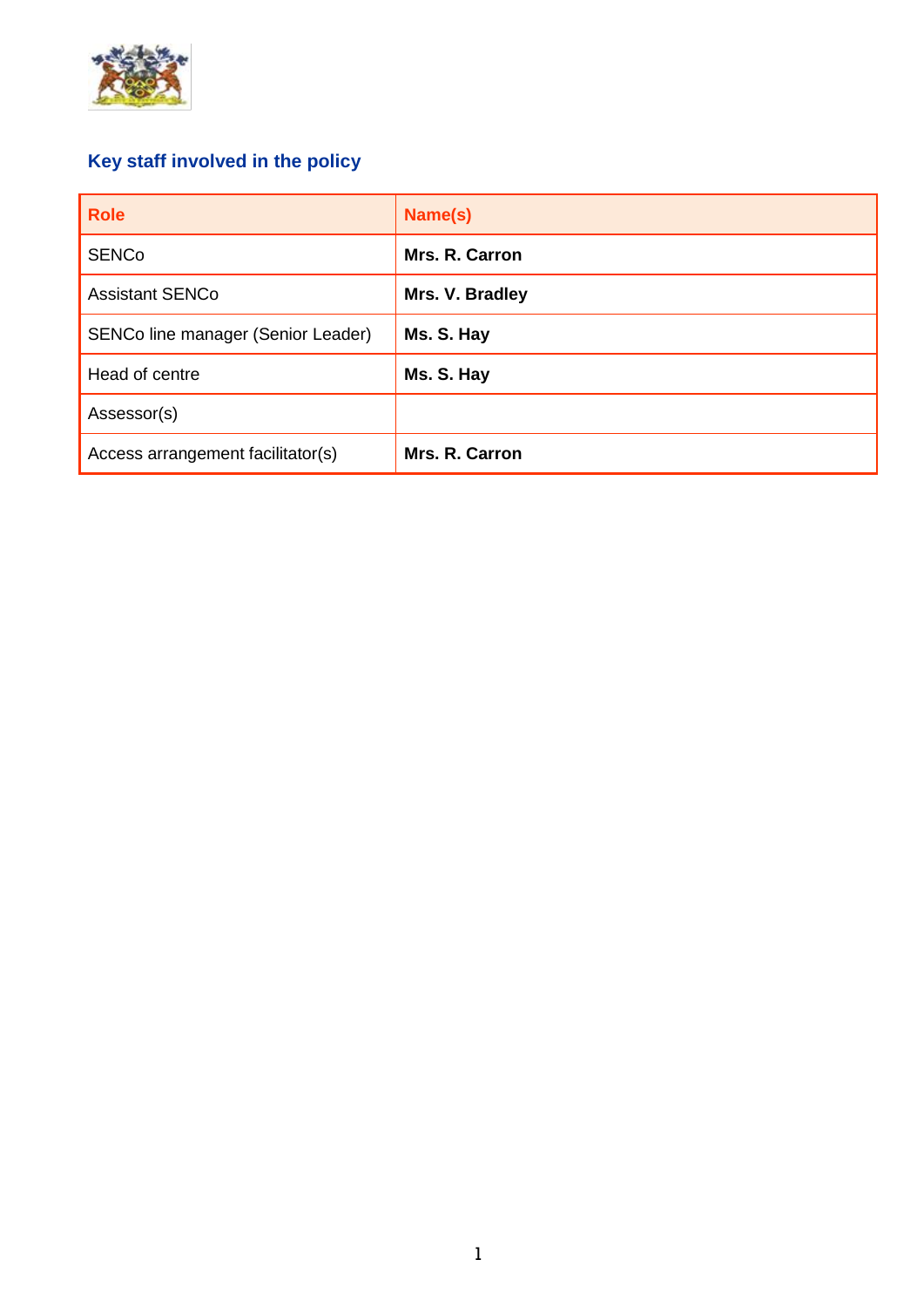## Key staff involved in the policy

| Role | Name(s) |
|---|---|
| SENCo | **Mrs. R. Carron** |
| Assistant SENCo | **Mrs. V. Bradley** |
| SENCo line manager (Senior Leader) | **Ms. S. Hay** |
| Head of centre | **Ms. S. Hay** |
| Assessor(s) | |
| Access arrangement facilitator(s) | **Mrs. R. Carron** |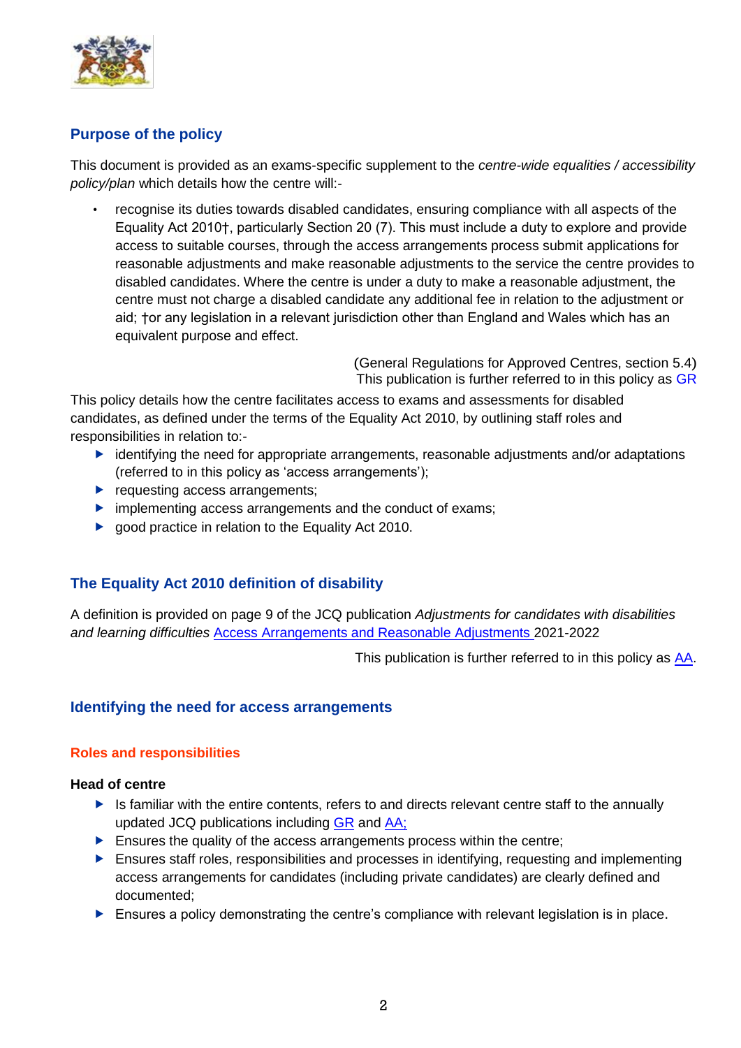## Purpose of the policy

This document is provided as an exams-specific supplement to the *centre-wide equalities / accessibility policy/plan* which details how the centre will:-

- recognise its duties towards disabled candidates, ensuring compliance with all aspects of the Equality Act 2010†, particularly Section 20 (7). This must include a duty to explore and provide access to suitable courses, through the access arrangements process submit applications for reasonable adjustments and make reasonable adjustments to the service the centre provides to disabled candidates. Where the centre is under a duty to make a reasonable adjustment, the centre must not charge a disabled candidate any additional fee in relation to the adjustment or aid; †or any legislation in a relevant jurisdiction other than England and Wales which has an equivalent purpose and effect.

(General Regulations for Approved Centres, section 5.4)
This publication is further referred to in this policy as GR

This policy details how the centre facilitates access to exams and assessments for disabled candidates, as defined under the terms of the Equality Act 2010, by outlining staff roles and responsibilities in relation to:-

- identifying the need for appropriate arrangements, reasonable adjustments and/or adaptations (referred to in this policy as 'access arrangements');
- requesting access arrangements;
- implementing access arrangements and the conduct of exams;
- good practice in relation to the Equality Act 2010.

## The Equality Act 2010 definition of disability

A definition is provided on page 9 of the JCQ publication *Adjustments for candidates with disabilities and learning difficulties* Access Arrangements and Reasonable Adjustments 2021-2022

This publication is further referred to in this policy as AA.

## Identifying the need for access arrangements

### Roles and responsibilities

**Head of centre**

- Is familiar with the entire contents, refers to and directs relevant centre staff to the annually updated JCQ publications including GR and AA;
- Ensures the quality of the access arrangements process within the centre;
- Ensures staff roles, responsibilities and processes in identifying, requesting and implementing access arrangements for candidates (including private candidates) are clearly defined and documented;
- Ensures a policy demonstrating the centre's compliance with relevant legislation is in place.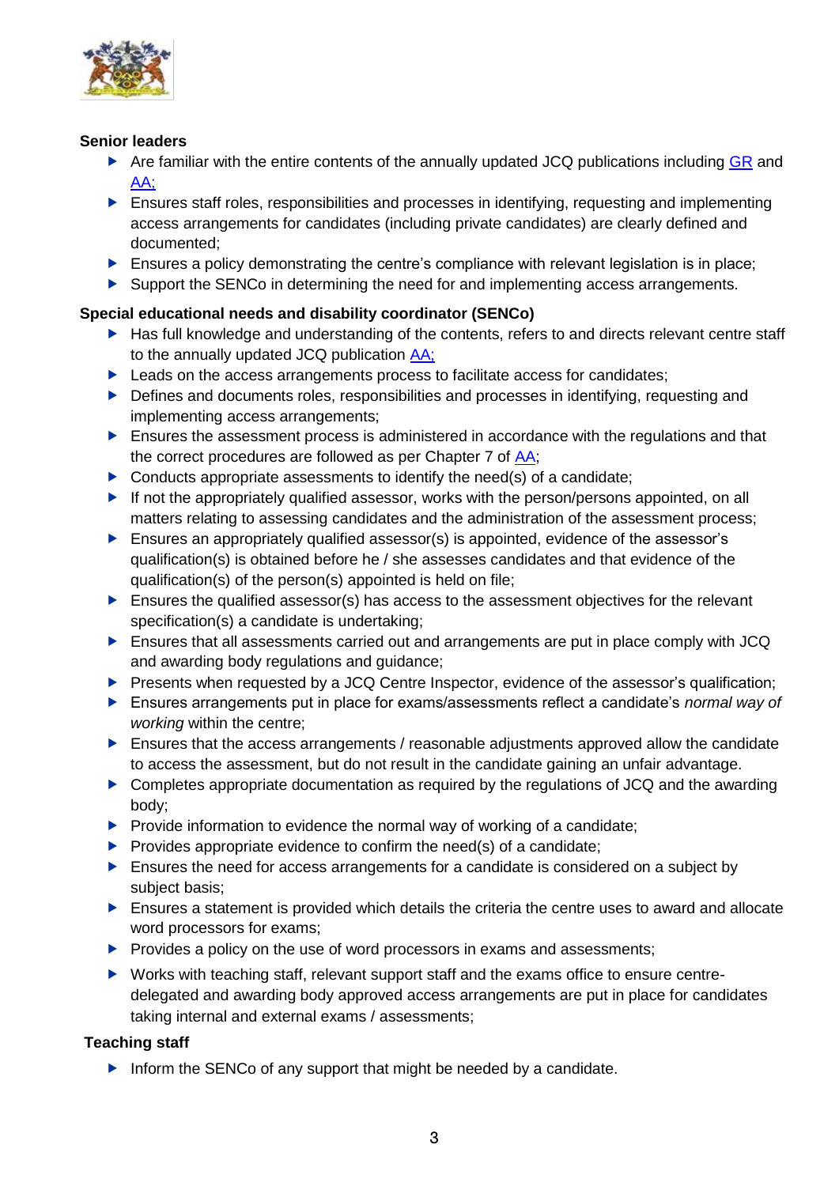**Senior leaders**

- Are familiar with the entire contents of the annually updated JCQ publications including GR and AA;
- Ensures staff roles, responsibilities and processes in identifying, requesting and implementing access arrangements for candidates (including private candidates) are clearly defined and documented;
- Ensures a policy demonstrating the centre's compliance with relevant legislation is in place;
- Support the SENCo in determining the need for and implementing access arrangements.

**Special educational needs and disability coordinator (SENCo)**

- Has full knowledge and understanding of the contents, refers to and directs relevant centre staff to the annually updated JCQ publication AA;
- Leads on the access arrangements process to facilitate access for candidates;
- Defines and documents roles, responsibilities and processes in identifying, requesting and implementing access arrangements;
- Ensures the assessment process is administered in accordance with the regulations and that the correct procedures are followed as per Chapter 7 of AA;
- Conducts appropriate assessments to identify the need(s) of a candidate;
- If not the appropriately qualified assessor, works with the person/persons appointed, on all matters relating to assessing candidates and the administration of the assessment process;
- Ensures an appropriately qualified assessor(s) is appointed, evidence of the assessor's qualification(s) is obtained before he / she assesses candidates and that evidence of the qualification(s) of the person(s) appointed is held on file;
- Ensures the qualified assessor(s) has access to the assessment objectives for the relevant specification(s) a candidate is undertaking;
- Ensures that all assessments carried out and arrangements are put in place comply with JCQ and awarding body regulations and guidance;
- Presents when requested by a JCQ Centre Inspector, evidence of the assessor's qualification;
- Ensures arrangements put in place for exams/assessments reflect a candidate's *normal way of working* within the centre;
- Ensures that the access arrangements / reasonable adjustments approved allow the candidate to access the assessment, but do not result in the candidate gaining an unfair advantage.
- Completes appropriate documentation as required by the regulations of JCQ and the awarding body;
- Provide information to evidence the normal way of working of a candidate;
- Provides appropriate evidence to confirm the need(s) of a candidate;
- Ensures the need for access arrangements for a candidate is considered on a subject by subject basis;
- Ensures a statement is provided which details the criteria the centre uses to award and allocate word processors for exams;
- Provides a policy on the use of word processors in exams and assessments;
- Works with teaching staff, relevant support staff and the exams office to ensure centre-delegated and awarding body approved access arrangements are put in place for candidates taking internal and external exams / assessments;

**Teaching staff**

- Inform the SENCo of any support that might be needed by a candidate.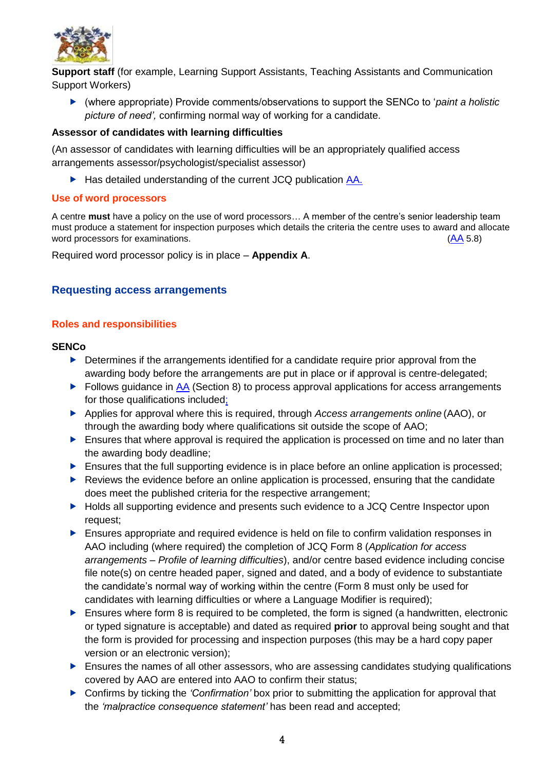**Support staff** (for example, Learning Support Assistants, Teaching Assistants and Communication Support Workers)

- (where appropriate) Provide comments/observations to support the SENCo to '*paint a holistic picture of need',* confirming normal way of working for a candidate.

**Assessor of candidates with learning difficulties**

(An assessor of candidates with learning difficulties will be an appropriately qualified access arrangements assessor/psychologist/specialist assessor)

- Has detailed understanding of the current JCQ publication AA.

### Use of word processors

A centre **must** have a policy on the use of word processors… A member of the centre's senior leadership team must produce a statement for inspection purposes which details the criteria the centre uses to award and allocate word processors for examinations. (AA 5.8)

Required word processor policy is in place – **Appendix A**.

## Requesting access arrangements

### Roles and responsibilities

**SENCo**

- Determines if the arrangements identified for a candidate require prior approval from the awarding body before the arrangements are put in place or if approval is centre-delegated;
- Follows guidance in AA (Section 8) to process approval applications for access arrangements for those qualifications included;
- Applies for approval where this is required, through *Access arrangements online* (AAO), or through the awarding body where qualifications sit outside the scope of AAO;
- Ensures that where approval is required the application is processed on time and no later than the awarding body deadline;
- Ensures that the full supporting evidence is in place before an online application is processed;
- Reviews the evidence before an online application is processed, ensuring that the candidate does meet the published criteria for the respective arrangement;
- Holds all supporting evidence and presents such evidence to a JCQ Centre Inspector upon request;
- Ensures appropriate and required evidence is held on file to confirm validation responses in AAO including (where required) the completion of JCQ Form 8 (*Application for access arrangements – Profile of learning difficulties*), and/or centre based evidence including concise file note(s) on centre headed paper, signed and dated, and a body of evidence to substantiate the candidate's normal way of working within the centre (Form 8 must only be used for candidates with learning difficulties or where a Language Modifier is required);
- Ensures where form 8 is required to be completed, the form is signed (a handwritten, electronic or typed signature is acceptable) and dated as required **prior** to approval being sought and that the form is provided for processing and inspection purposes (this may be a hard copy paper version or an electronic version);
- Ensures the names of all other assessors, who are assessing candidates studying qualifications covered by AAO are entered into AAO to confirm their status;
- Confirms by ticking the *'Confirmation'* box prior to submitting the application for approval that the *'malpractice consequence statement'* has been read and accepted;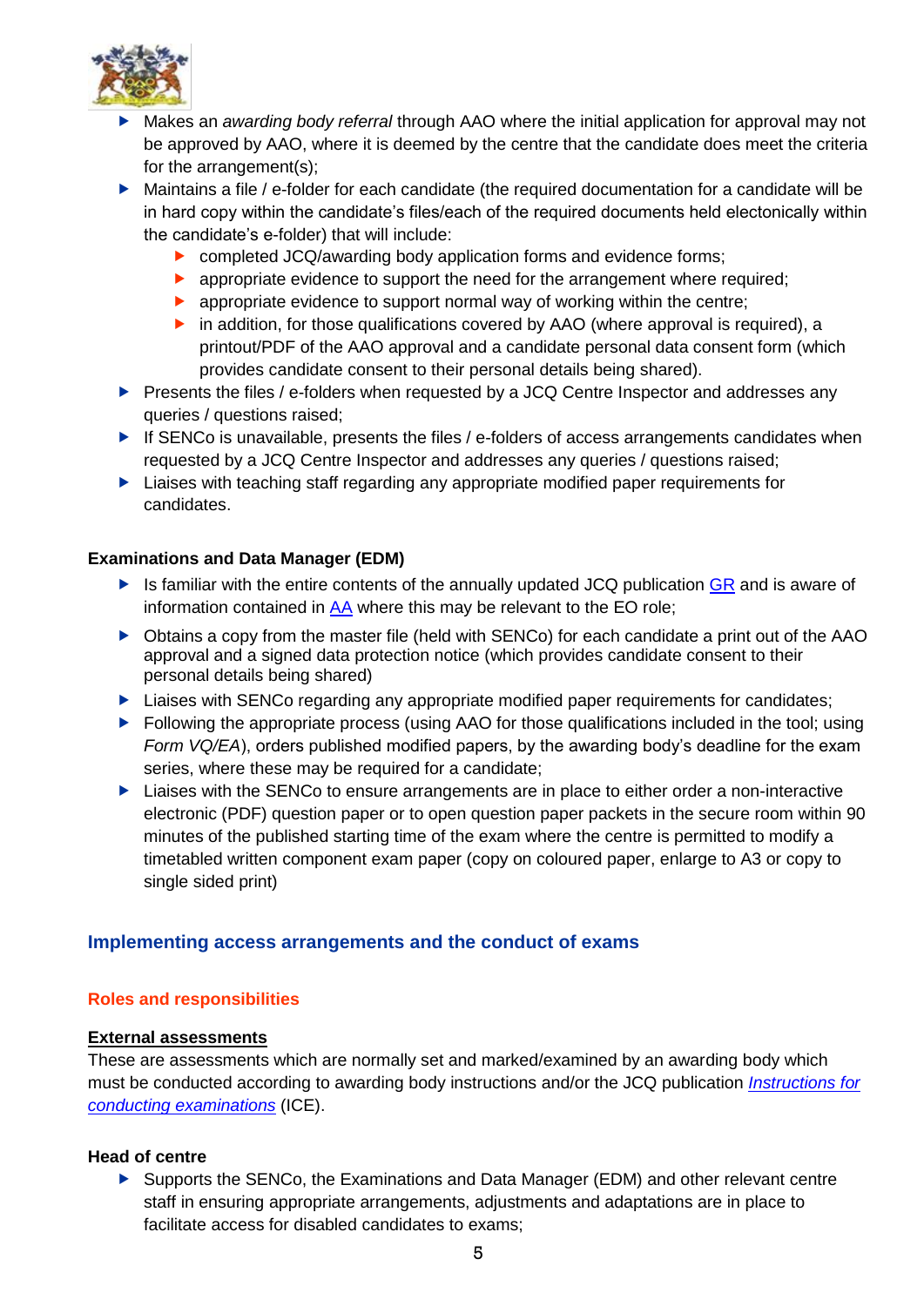- Makes an *awarding body referral* through AAO where the initial application for approval may not be approved by AAO, where it is deemed by the centre that the candidate does meet the criteria for the arrangement(s);
- Maintains a file / e-folder for each candidate (the required documentation for a candidate will be in hard copy within the candidate's files/each of the required documents held electonically within the candidate's e-folder) that will include:
  - completed JCQ/awarding body application forms and evidence forms;
  - appropriate evidence to support the need for the arrangement where required;
  - appropriate evidence to support normal way of working within the centre;
  - in addition, for those qualifications covered by AAO (where approval is required), a printout/PDF of the AAO approval and a candidate personal data consent form (which provides candidate consent to their personal details being shared).
- Presents the files / e-folders when requested by a JCQ Centre Inspector and addresses any queries / questions raised;
- If SENCo is unavailable, presents the files / e-folders of access arrangements candidates when requested by a JCQ Centre Inspector and addresses any queries / questions raised;
- Liaises with teaching staff regarding any appropriate modified paper requirements for candidates.

**Examinations and Data Manager (EDM)**

- Is familiar with the entire contents of the annually updated JCQ publication GR and is aware of information contained in AA where this may be relevant to the EO role;
- Obtains a copy from the master file (held with SENCo) for each candidate a print out of the AAO approval and a signed data protection notice (which provides candidate consent to their personal details being shared)
- Liaises with SENCo regarding any appropriate modified paper requirements for candidates;
- Following the appropriate process (using AAO for those qualifications included in the tool; using *Form VQ/EA*), orders published modified papers, by the awarding body's deadline for the exam series, where these may be required for a candidate;
- Liaises with the SENCo to ensure arrangements are in place to either order a non-interactive electronic (PDF) question paper or to open question paper packets in the secure room within 90 minutes of the published starting time of the exam where the centre is permitted to modify a timetabled written component exam paper (copy on coloured paper, enlarge to A3 or copy to single sided print)

## Implementing access arrangements and the conduct of exams

### Roles and responsibilities

**External assessments**

These are assessments which are normally set and marked/examined by an awarding body which must be conducted according to awarding body instructions and/or the JCQ publication *Instructions for conducting examinations* (ICE).

**Head of centre**

- Supports the SENCo, the Examinations and Data Manager (EDM) and other relevant centre staff in ensuring appropriate arrangements, adjustments and adaptations are in place to facilitate access for disabled candidates to exams;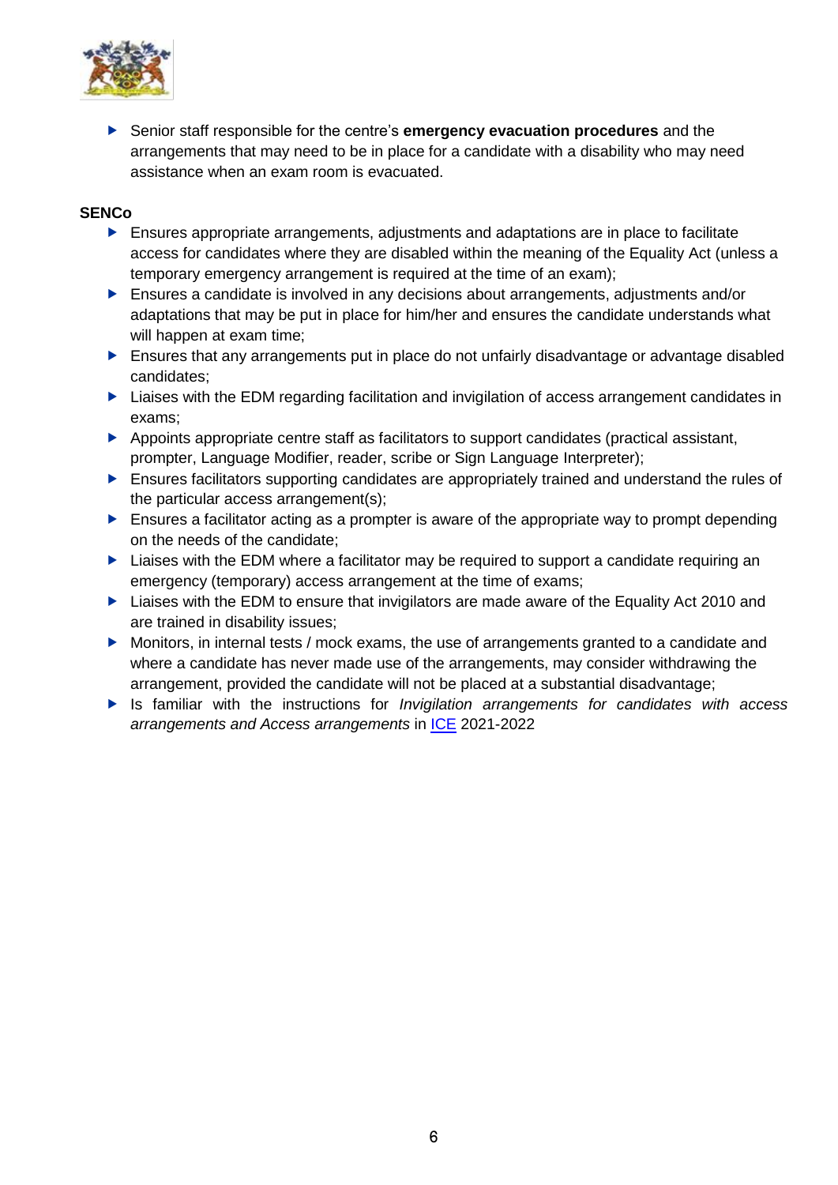- Senior staff responsible for the centre's **emergency evacuation procedures** and the arrangements that may need to be in place for a candidate with a disability who may need assistance when an exam room is evacuated.

**SENCo**

- Ensures appropriate arrangements, adjustments and adaptations are in place to facilitate access for candidates where they are disabled within the meaning of the Equality Act (unless a temporary emergency arrangement is required at the time of an exam);
- Ensures a candidate is involved in any decisions about arrangements, adjustments and/or adaptations that may be put in place for him/her and ensures the candidate understands what will happen at exam time;
- Ensures that any arrangements put in place do not unfairly disadvantage or advantage disabled candidates;
- Liaises with the EDM regarding facilitation and invigilation of access arrangement candidates in exams;
- Appoints appropriate centre staff as facilitators to support candidates (practical assistant, prompter, Language Modifier, reader, scribe or Sign Language Interpreter);
- Ensures facilitators supporting candidates are appropriately trained and understand the rules of the particular access arrangement(s);
- Ensures a facilitator acting as a prompter is aware of the appropriate way to prompt depending on the needs of the candidate;
- Liaises with the EDM where a facilitator may be required to support a candidate requiring an emergency (temporary) access arrangement at the time of exams;
- Liaises with the EDM to ensure that invigilators are made aware of the Equality Act 2010 and are trained in disability issues;
- Monitors, in internal tests / mock exams, the use of arrangements granted to a candidate and where a candidate has never made use of the arrangements, may consider withdrawing the arrangement, provided the candidate will not be placed at a substantial disadvantage;
- Is familiar with the instructions for *Invigilation arrangements for candidates with access arrangements and Access arrangements* in ICE 2021-2022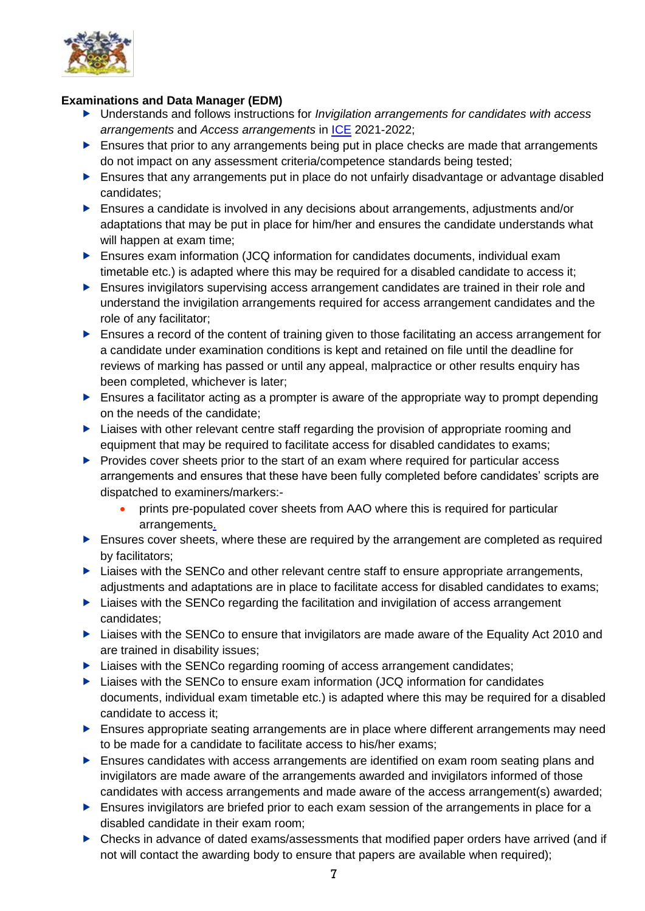**Examinations and Data Manager (EDM)**

- Understands and follows instructions for *Invigilation arrangements for candidates with access arrangements* and *Access arrangements* in ICE 2021-2022;
- Ensures that prior to any arrangements being put in place checks are made that arrangements do not impact on any assessment criteria/competence standards being tested;
- Ensures that any arrangements put in place do not unfairly disadvantage or advantage disabled candidates;
- Ensures a candidate is involved in any decisions about arrangements, adjustments and/or adaptations that may be put in place for him/her and ensures the candidate understands what will happen at exam time;
- Ensures exam information (JCQ information for candidates documents, individual exam timetable etc.) is adapted where this may be required for a disabled candidate to access it;
- Ensures invigilators supervising access arrangement candidates are trained in their role and understand the invigilation arrangements required for access arrangement candidates and the role of any facilitator;
- Ensures a record of the content of training given to those facilitating an access arrangement for a candidate under examination conditions is kept and retained on file until the deadline for reviews of marking has passed or until any appeal, malpractice or other results enquiry has been completed, whichever is later;
- Ensures a facilitator acting as a prompter is aware of the appropriate way to prompt depending on the needs of the candidate;
- Liaises with other relevant centre staff regarding the provision of appropriate rooming and equipment that may be required to facilitate access for disabled candidates to exams;
- Provides cover sheets prior to the start of an exam where required for particular access arrangements and ensures that these have been fully completed before candidates' scripts are dispatched to examiners/markers:-
  - prints pre-populated cover sheets from AAO where this is required for particular arrangements.
- Ensures cover sheets, where these are required by the arrangement are completed as required by facilitators;
- Liaises with the SENCo and other relevant centre staff to ensure appropriate arrangements, adjustments and adaptations are in place to facilitate access for disabled candidates to exams;
- Liaises with the SENCo regarding the facilitation and invigilation of access arrangement candidates;
- Liaises with the SENCo to ensure that invigilators are made aware of the Equality Act 2010 and are trained in disability issues;
- Liaises with the SENCo regarding rooming of access arrangement candidates;
- Liaises with the SENCo to ensure exam information (JCQ information for candidates documents, individual exam timetable etc.) is adapted where this may be required for a disabled candidate to access it;
- Ensures appropriate seating arrangements are in place where different arrangements may need to be made for a candidate to facilitate access to his/her exams;
- Ensures candidates with access arrangements are identified on exam room seating plans and invigilators are made aware of the arrangements awarded and invigilators informed of those candidates with access arrangements and made aware of the access arrangement(s) awarded;
- Ensures invigilators are briefed prior to each exam session of the arrangements in place for a disabled candidate in their exam room;
- Checks in advance of dated exams/assessments that modified paper orders have arrived (and if not will contact the awarding body to ensure that papers are available when required);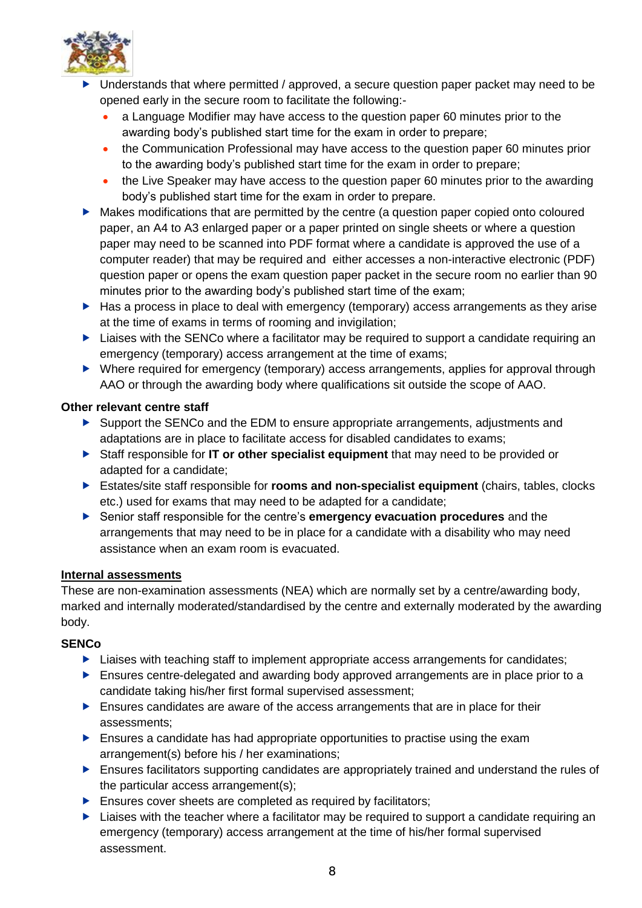- Understands that where permitted / approved, a secure question paper packet may need to be opened early in the secure room to facilitate the following:-
  - a Language Modifier may have access to the question paper 60 minutes prior to the awarding body's published start time for the exam in order to prepare;
  - the Communication Professional may have access to the question paper 60 minutes prior to the awarding body's published start time for the exam in order to prepare;
  - the Live Speaker may have access to the question paper 60 minutes prior to the awarding body's published start time for the exam in order to prepare.
- Makes modifications that are permitted by the centre (a question paper copied onto coloured paper, an A4 to A3 enlarged paper or a paper printed on single sheets or where a question paper may need to be scanned into PDF format where a candidate is approved the use of a computer reader) that may be required and either accesses a non-interactive electronic (PDF) question paper or opens the exam question paper packet in the secure room no earlier than 90 minutes prior to the awarding body's published start time of the exam;
- Has a process in place to deal with emergency (temporary) access arrangements as they arise at the time of exams in terms of rooming and invigilation;
- Liaises with the SENCo where a facilitator may be required to support a candidate requiring an emergency (temporary) access arrangement at the time of exams;
- Where required for emergency (temporary) access arrangements, applies for approval through AAO or through the awarding body where qualifications sit outside the scope of AAO.

**Other relevant centre staff**

- Support the SENCo and the EDM to ensure appropriate arrangements, adjustments and adaptations are in place to facilitate access for disabled candidates to exams;
- Staff responsible for **IT or other specialist equipment** that may need to be provided or adapted for a candidate;
- Estates/site staff responsible for **rooms and non-specialist equipment** (chairs, tables, clocks etc.) used for exams that may need to be adapted for a candidate;
- Senior staff responsible for the centre's **emergency evacuation procedures** and the arrangements that may need to be in place for a candidate with a disability who may need assistance when an exam room is evacuated.

**Internal assessments**

These are non-examination assessments (NEA) which are normally set by a centre/awarding body, marked and internally moderated/standardised by the centre and externally moderated by the awarding body.

**SENCo**

- Liaises with teaching staff to implement appropriate access arrangements for candidates;
- Ensures centre-delegated and awarding body approved arrangements are in place prior to a candidate taking his/her first formal supervised assessment;
- Ensures candidates are aware of the access arrangements that are in place for their assessments;
- Ensures a candidate has had appropriate opportunities to practise using the exam arrangement(s) before his / her examinations;
- Ensures facilitators supporting candidates are appropriately trained and understand the rules of the particular access arrangement(s);
- Ensures cover sheets are completed as required by facilitators;
- Liaises with the teacher where a facilitator may be required to support a candidate requiring an emergency (temporary) access arrangement at the time of his/her formal supervised assessment.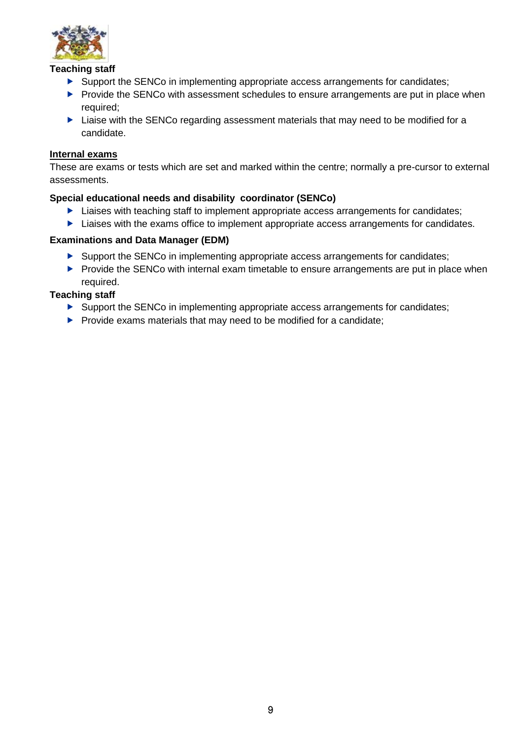**Teaching staff**

- Support the SENCo in implementing appropriate access arrangements for candidates;
- Provide the SENCo with assessment schedules to ensure arrangements are put in place when required;
- Liaise with the SENCo regarding assessment materials that may need to be modified for a candidate.

## Internal exams

These are exams or tests which are set and marked within the centre; normally a pre-cursor to external assessments.

**Special educational needs and disability coordinator (SENCo)**

- Liaises with teaching staff to implement appropriate access arrangements for candidates;
- Liaises with the exams office to implement appropriate access arrangements for candidates.

**Examinations and Data Manager (EDM)**

- Support the SENCo in implementing appropriate access arrangements for candidates;
- Provide the SENCo with internal exam timetable to ensure arrangements are put in place when required.

**Teaching staff**

- Support the SENCo in implementing appropriate access arrangements for candidates;
- Provide exams materials that may need to be modified for a candidate;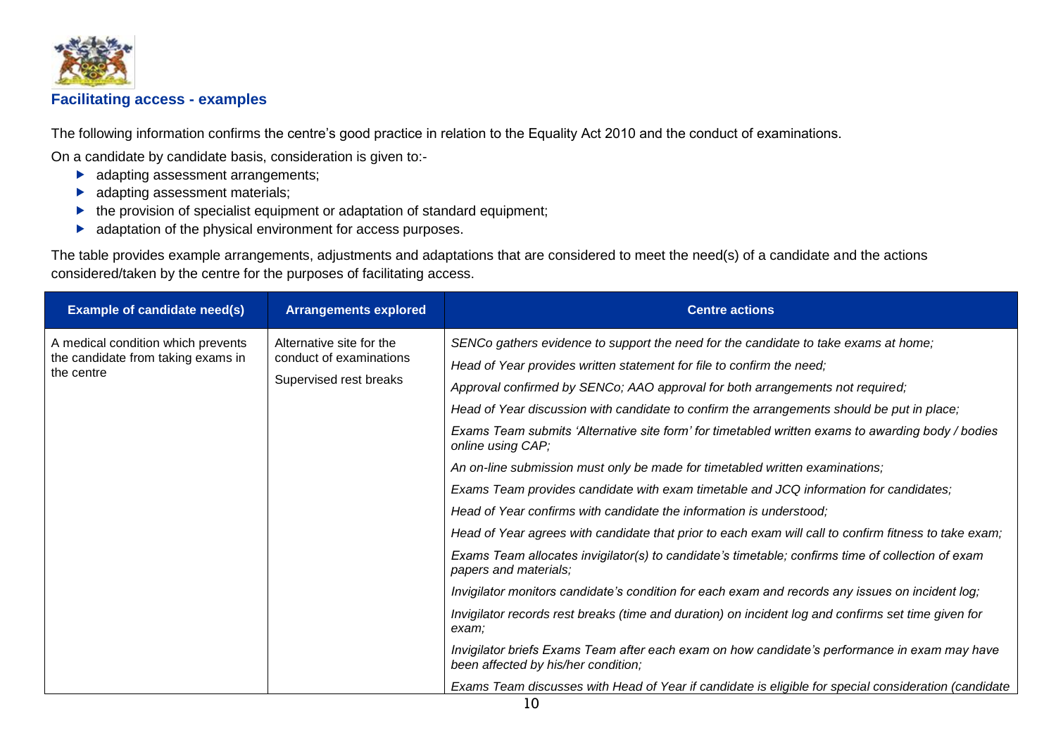## Facilitating access - examples

The following information confirms the centre's good practice in relation to the Equality Act 2010 and the conduct of examinations.

On a candidate by candidate basis, consideration is given to:-

- adapting assessment arrangements;
- adapting assessment materials;
- the provision of specialist equipment or adaptation of standard equipment;
- adaptation of the physical environment for access purposes.

The table provides example arrangements, adjustments and adaptations that are considered to meet the need(s) of a candidate and the actions considered/taken by the centre for the purposes of facilitating access.

| Example of candidate need(s) | Arrangements explored | Centre actions |
|---|---|---|
| A medical condition which prevents the candidate from taking exams in the centre | Alternative site for the conduct of examinations<br><br>Supervised rest breaks | *SENCo gathers evidence to support the need for the candidate to take exams at home;*<br><br>*Head of Year provides written statement for file to confirm the need;*<br><br>*Approval confirmed by SENCo; AAO approval for both arrangements not required;*<br><br>*Head of Year discussion with candidate to confirm the arrangements should be put in place;*<br><br>*Exams Team submits 'Alternative site form' for timetabled written exams to awarding body / bodies online using CAP;*<br><br>*An on-line submission must only be made for timetabled written examinations;*<br><br>*Exams Team provides candidate with exam timetable and JCQ information for candidates;*<br><br>*Head of Year confirms with candidate the information is understood;*<br><br>*Head of Year agrees with candidate that prior to each exam will call to confirm fitness to take exam;*<br><br>*Exams Team allocates invigilator(s) to candidate's timetable; confirms time of collection of exam papers and materials;*<br><br>*Invigilator monitors candidate's condition for each exam and records any issues on incident log;*<br><br>*Invigilator records rest breaks (time and duration) on incident log and confirms set time given for exam;*<br><br>*Invigilator briefs Exams Team after each exam on how candidate's performance in exam may have been affected by his/her condition;*<br><br>*Exams Team discusses with Head of Year if candidate is eligible for special consideration (candidate* |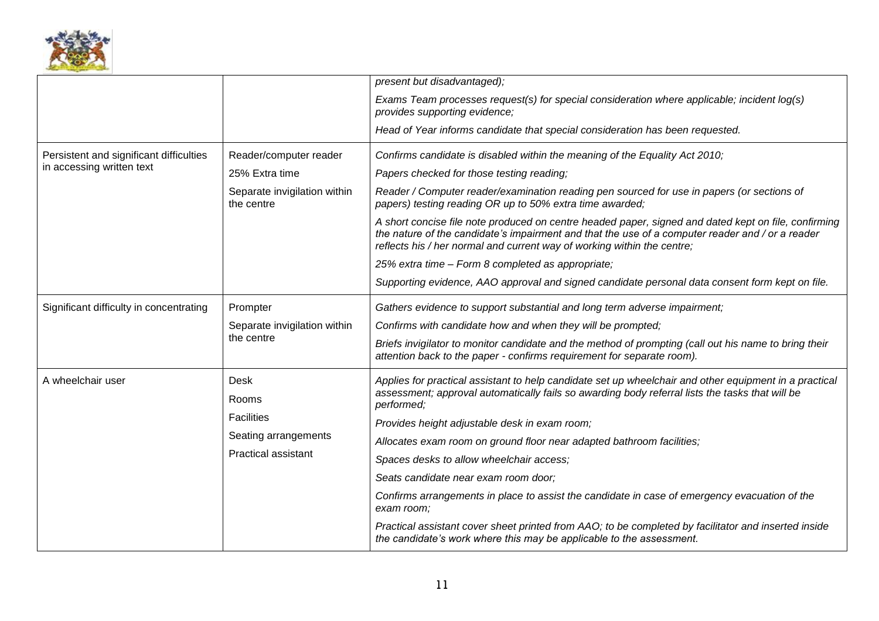| | | |
|---|---|---|
| | | *present but disadvantaged);* <br> *Exams Team processes request(s) for special consideration where applicable; incident log(s) provides supporting evidence;* <br> *Head of Year informs candidate that special consideration has been requested.* |
| Persistent and significant difficulties in accessing written text | Reader/computer reader <br> 25% Extra time <br> Separate invigilation within the centre | *Confirms candidate is disabled within the meaning of the Equality Act 2010;* <br> *Papers checked for those testing reading;* <br> *Reader / Computer reader/examination reading pen sourced for use in papers (or sections of papers) testing reading OR up to 50% extra time awarded;* <br> *A short concise file note produced on centre headed paper, signed and dated kept on file, confirming the nature of the candidate's impairment and that the use of a computer reader and / or a reader reflects his / her normal and current way of working within the centre;* <br> *25% extra time – Form 8 completed as appropriate;* <br> *Supporting evidence, AAO approval and signed candidate personal data consent form kept on file.* |
| Significant difficulty in concentrating | Prompter <br> Separate invigilation within the centre | *Gathers evidence to support substantial and long term adverse impairment;* <br> *Confirms with candidate how and when they will be prompted;* <br> *Briefs invigilator to monitor candidate and the method of prompting (call out his name to bring their attention back to the paper - confirms requirement for separate room).* |
| A wheelchair user | Desk <br> Rooms <br> Facilities <br> Seating arrangements <br> Practical assistant | *Applies for practical assistant to help candidate set up wheelchair and other equipment in a practical assessment; approval automatically fails so awarding body referral lists the tasks that will be performed;* <br> *Provides height adjustable desk in exam room;* <br> *Allocates exam room on ground floor near adapted bathroom facilities;* <br> *Spaces desks to allow wheelchair access;* <br> *Seats candidate near exam room door;* <br> *Confirms arrangements in place to assist the candidate in case of emergency evacuation of the exam room;* <br> *Practical assistant cover sheet printed from AAO; to be completed by facilitator and inserted inside the candidate's work where this may be applicable to the assessment.* |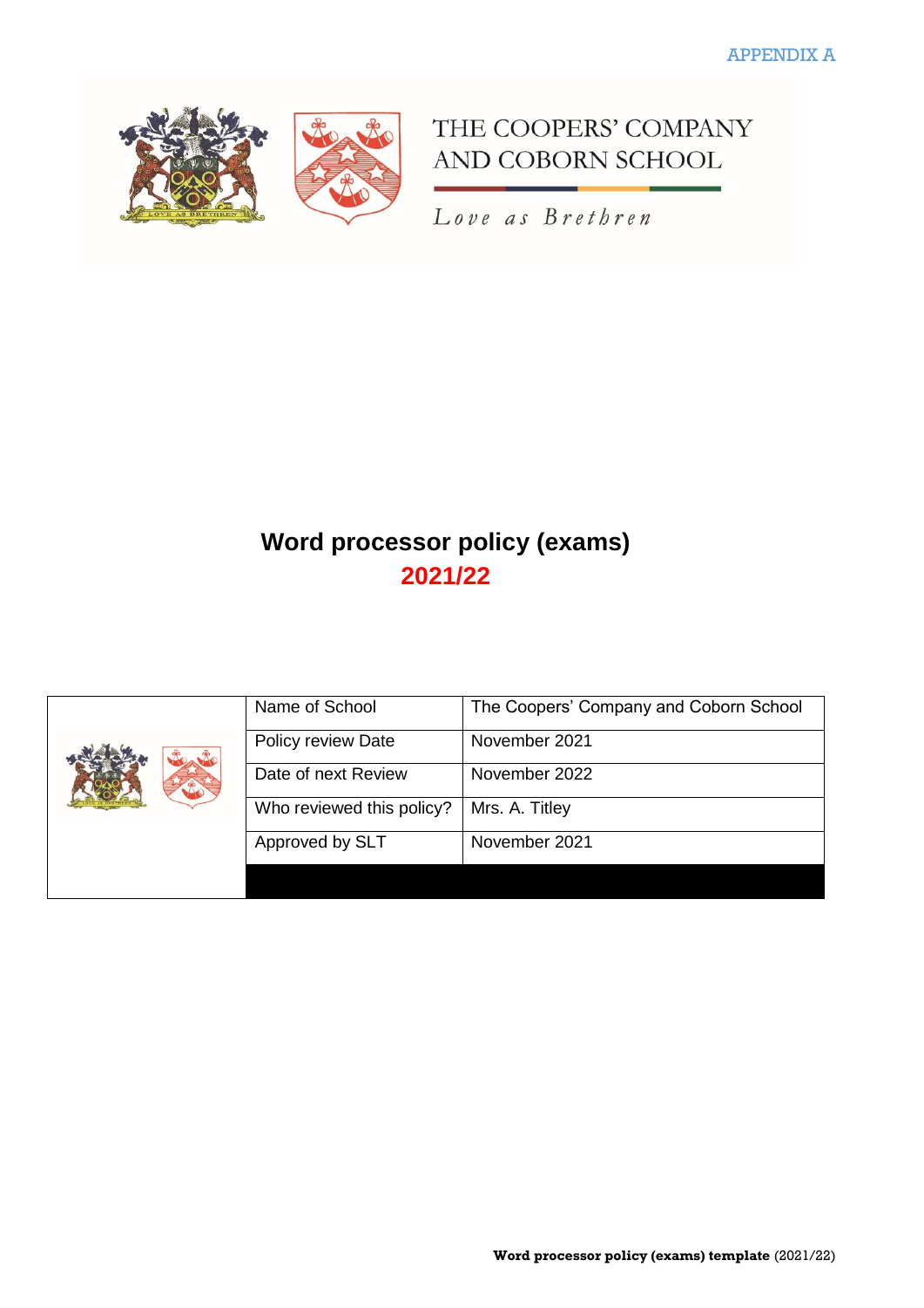APPENDIX A

THE COOPERS' COMPANY AND COBORN SCHOOL

*Love as Brethren*

# Word processor policy (exams)

## 2021/22

| | | |
|---|---|---|
| | Name of School | The Coopers' Company and Coborn School |
| | Policy review Date | November 2021 |
| | Date of next Review | November 2022 |
| | Who reviewed this policy? | Mrs. A. Titley |
| | Approved by SLT | November 2021 |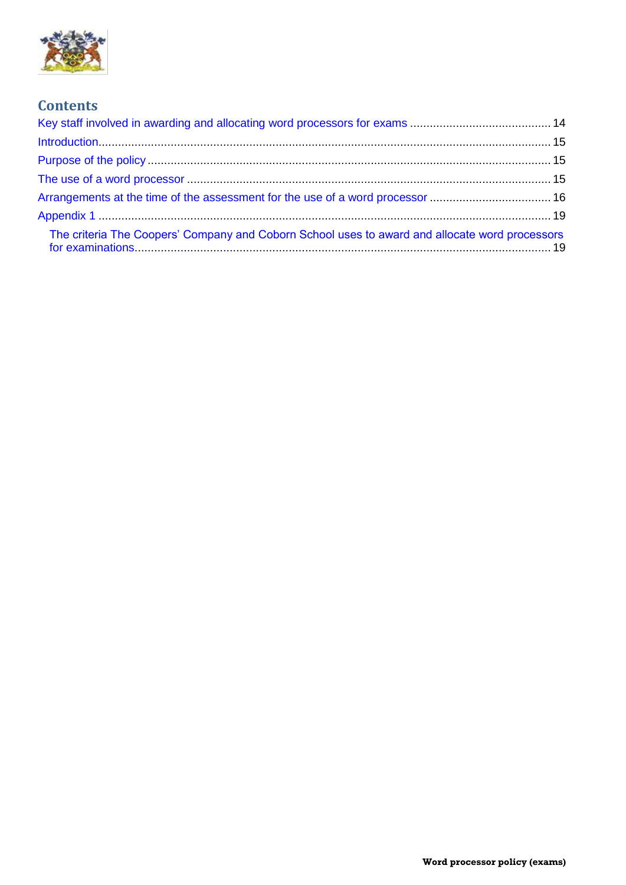## Contents

Key staff involved in awarding and allocating word processors for exams ........................................... 14

Introduction ........................................................................................................................................ 15

Purpose of the policy .......................................................................................................................... 15

The use of a word processor ............................................................................................................... 15

Arrangements at the time of the assessment for the use of a word processor ..................................... 16

Appendix 1 ......................................................................................................................................... 19

- The criteria The Coopers' Company and Coborn School uses to award and allocate word processors for examinations ............................................................................................................................... 19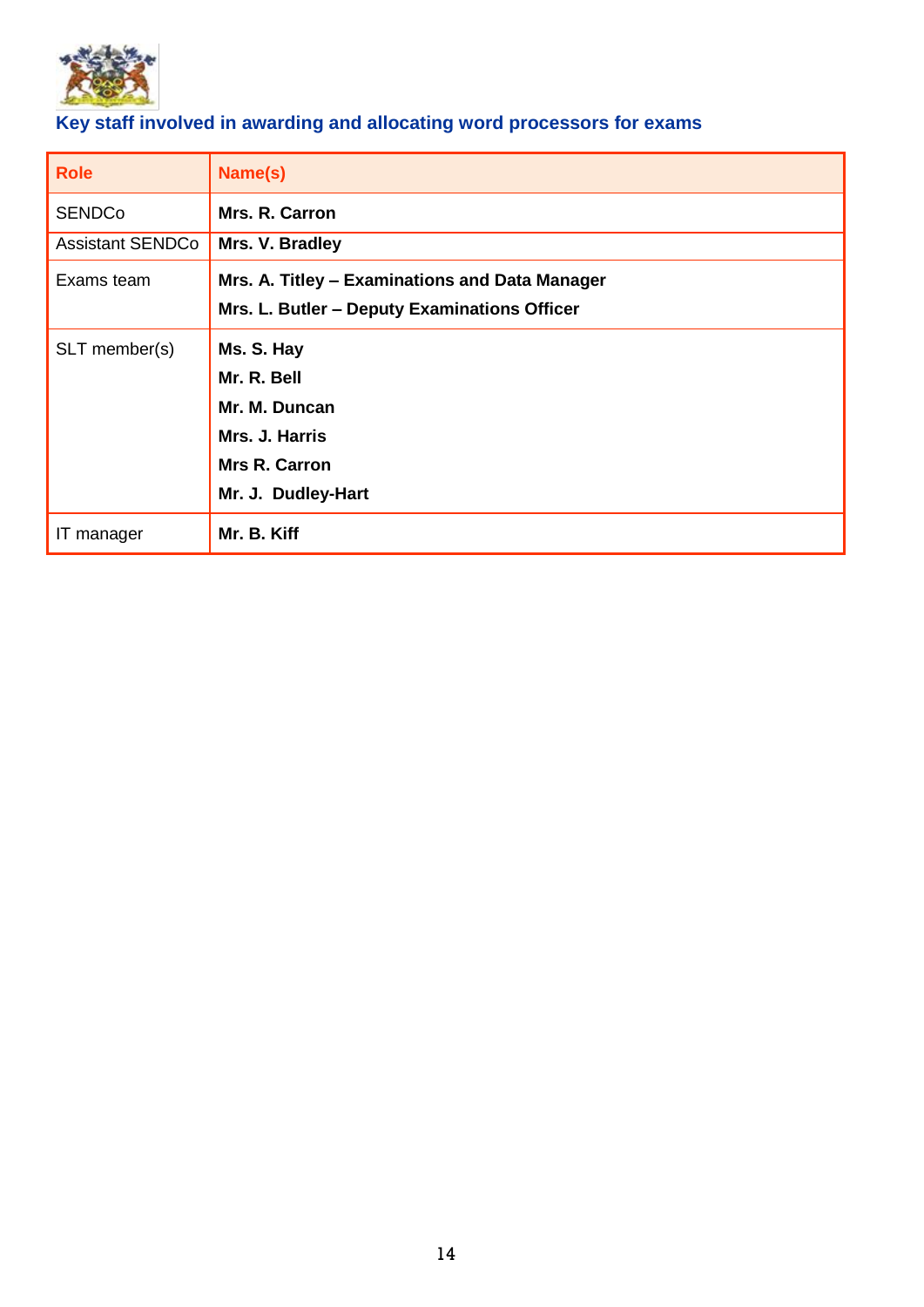## Key staff involved in awarding and allocating word processors for exams

| Role | Name(s) |
|---|---|
| SENDCo | **Mrs. R. Carron** |
| Assistant SENDCo | **Mrs. V. Bradley** |
| Exams team | **Mrs. A. Titley – Examinations and Data Manager**<br>**Mrs. L. Butler – Deputy Examinations Officer** |
| SLT member(s) | **Ms. S. Hay**<br>**Mr. R. Bell**<br>**Mr. M. Duncan**<br>**Mrs. J. Harris**<br>**Mrs R. Carron**<br>**Mr. J. Dudley-Hart** |
| IT manager | **Mr. B. Kiff** |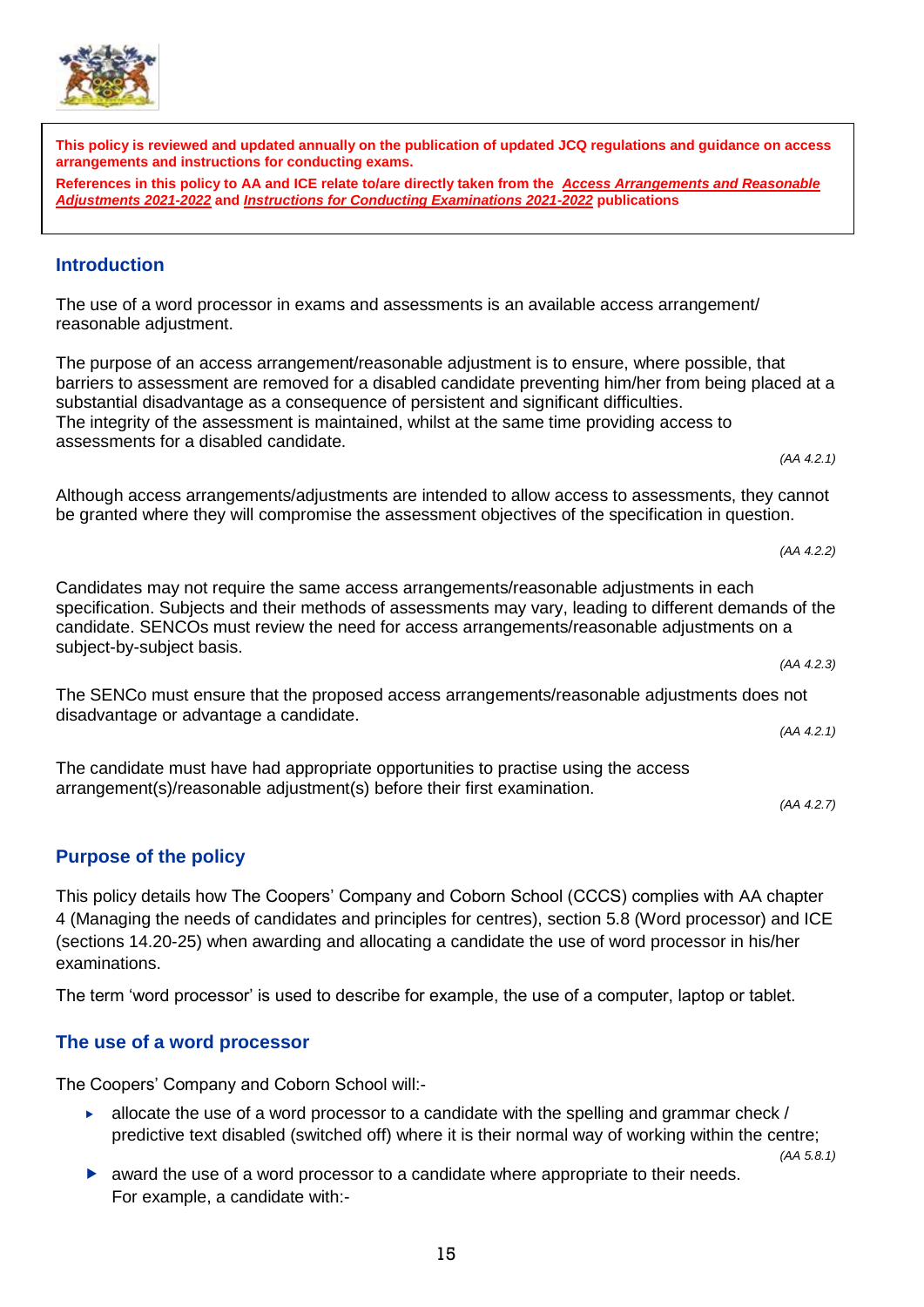**This policy is reviewed and updated annually on the publication of updated JCQ regulations and guidance on access arrangements and instructions for conducting exams.**

**References in this policy to AA and ICE relate to/are directly taken from the *Access Arrangements and Reasonable Adjustments 2021-2022* and *Instructions for Conducting Examinations 2021-2022* publications**

## Introduction

The use of a word processor in exams and assessments is an available access arrangement/ reasonable adjustment.

The purpose of an access arrangement/reasonable adjustment is to ensure, where possible, that barriers to assessment are removed for a disabled candidate preventing him/her from being placed at a substantial disadvantage as a consequence of persistent and significant difficulties.
The integrity of the assessment is maintained, whilst at the same time providing access to assessments for a disabled candidate.

*(AA 4.2.1)*

Although access arrangements/adjustments are intended to allow access to assessments, they cannot be granted where they will compromise the assessment objectives of the specification in question.

*(AA 4.2.2)*

Candidates may not require the same access arrangements/reasonable adjustments in each specification. Subjects and their methods of assessments may vary, leading to different demands of the candidate. SENCOs must review the need for access arrangements/reasonable adjustments on a subject-by-subject basis.

*(AA 4.2.3)*

The SENCo must ensure that the proposed access arrangements/reasonable adjustments does not disadvantage or advantage a candidate.

*(AA 4.2.1)*

The candidate must have had appropriate opportunities to practise using the access arrangement(s)/reasonable adjustment(s) before their first examination.

*(AA 4.2.7)*

## Purpose of the policy

This policy details how The Coopers' Company and Coborn School (CCCS) complies with AA chapter 4 (Managing the needs of candidates and principles for centres), section 5.8 (Word processor) and ICE (sections 14.20-25) when awarding and allocating a candidate the use of word processor in his/her examinations.

The term 'word processor' is used to describe for example, the use of a computer, laptop or tablet.

## The use of a word processor

The Coopers' Company and Coborn School will:-

- allocate the use of a word processor to a candidate with the spelling and grammar check / predictive text disabled (switched off) where it is their normal way of working within the centre;

  *(AA 5.8.1)*

- award the use of a word processor to a candidate where appropriate to their needs. For example, a candidate with:-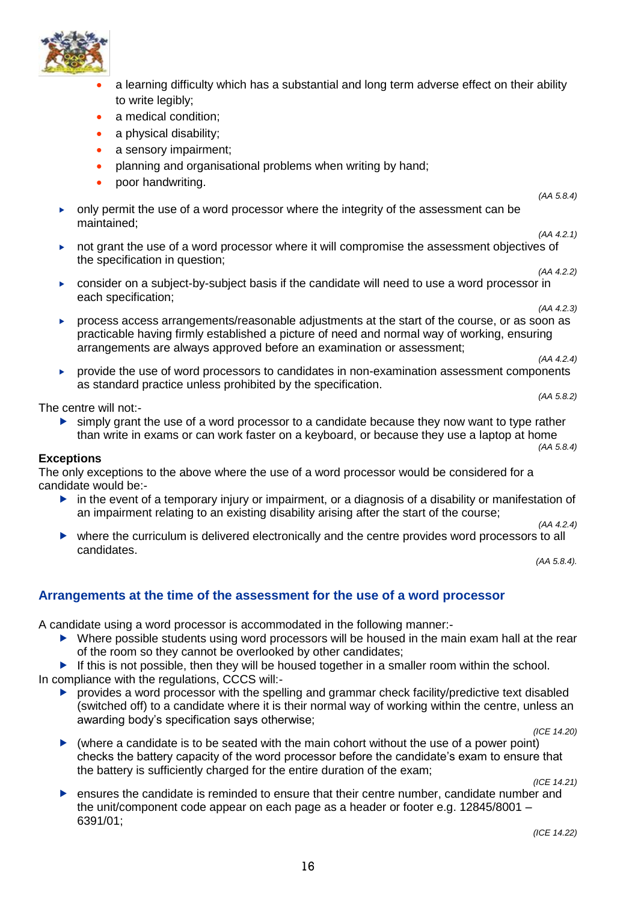- a learning difficulty which has a substantial and long term adverse effect on their ability to write legibly;
    - a medical condition;
    - a physical disability;
    - a sensory impairment;
    - planning and organisational problems when writing by hand;
    - poor handwriting.

  *(AA 5.8.4)*
- only permit the use of a word processor where the integrity of the assessment can be maintained;

  *(AA 4.2.1)*
- not grant the use of a word processor where it will compromise the assessment objectives of the specification in question;

  *(AA 4.2.2)*
- consider on a subject-by-subject basis if the candidate will need to use a word processor in each specification;

  *(AA 4.2.3)*
- process access arrangements/reasonable adjustments at the start of the course, or as soon as practicable having firmly established a picture of need and normal way of working, ensuring arrangements are always approved before an examination or assessment;

  *(AA 4.2.4)*
- provide the use of word processors to candidates in non-examination assessment components as standard practice unless prohibited by the specification.

  *(AA 5.8.2)*

The centre will not:-

- simply grant the use of a word processor to a candidate because they now want to type rather than write in exams or can work faster on a keyboard, or because they use a laptop at home

  *(AA 5.8.4)*

**Exceptions**

The only exceptions to the above where the use of a word processor would be considered for a candidate would be:-

- in the event of a temporary injury or impairment, or a diagnosis of a disability or manifestation of an impairment relating to an existing disability arising after the start of the course;

  *(AA 4.2.4)*
- where the curriculum is delivered electronically and the centre provides word processors to all candidates.

  *(AA 5.8.4).*

## Arrangements at the time of the assessment for the use of a word processor

A candidate using a word processor is accommodated in the following manner:-

- Where possible students using word processors will be housed in the main exam hall at the rear of the room so they cannot be overlooked by other candidates;
- If this is not possible, then they will be housed together in a smaller room within the school.

In compliance with the regulations, CCCS will:-

- provides a word processor with the spelling and grammar check facility/predictive text disabled (switched off) to a candidate where it is their normal way of working within the centre, unless an awarding body's specification says otherwise;

  *(ICE 14.20)*
- (where a candidate is to be seated with the main cohort without the use of a power point) checks the battery capacity of the word processor before the candidate's exam to ensure that the battery is sufficiently charged for the entire duration of the exam;

  *(ICE 14.21)*
- ensures the candidate is reminded to ensure that their centre number, candidate number and the unit/component code appear on each page as a header or footer e.g. 12845/8001 – 6391/01;

  *(ICE 14.22)*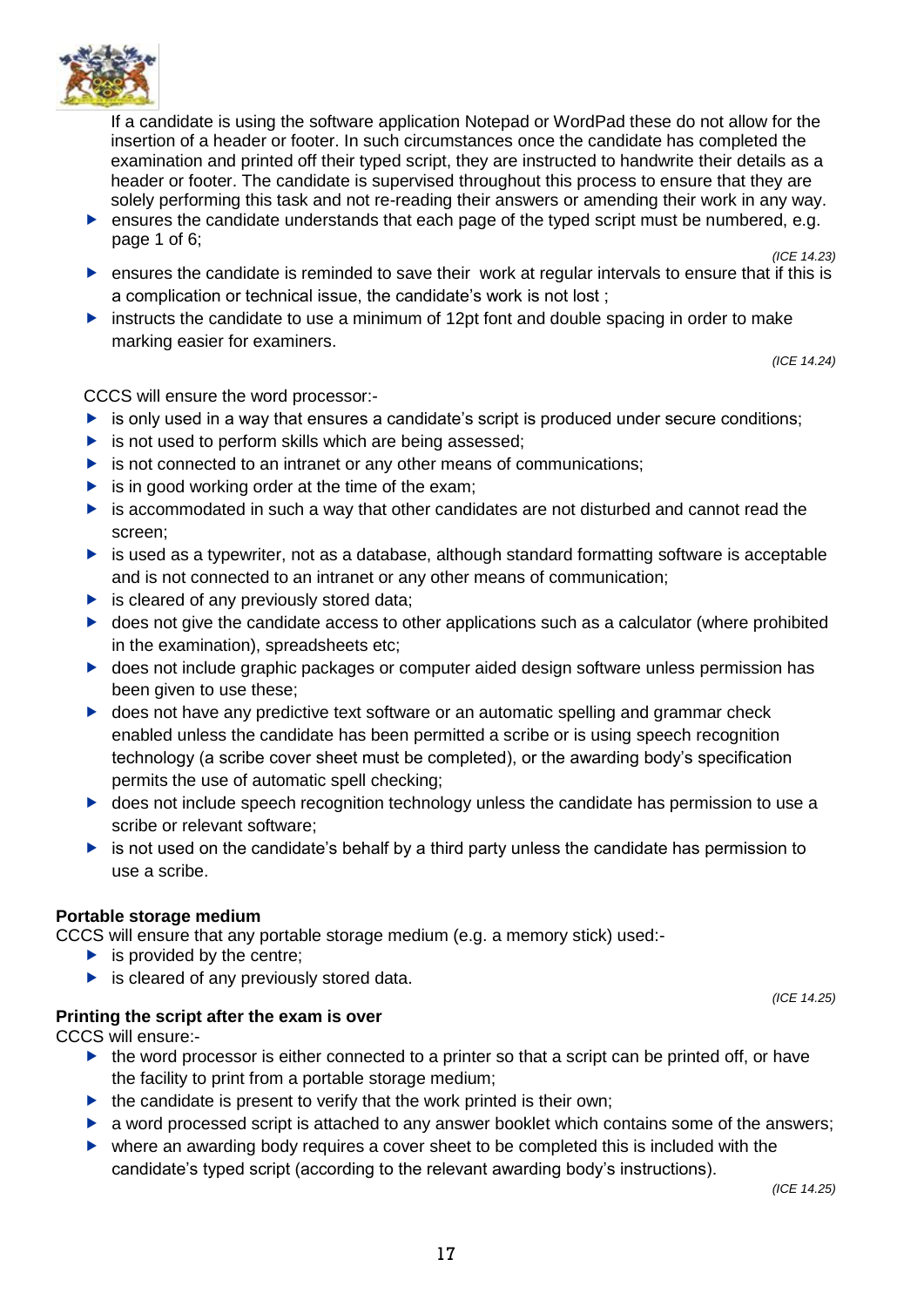If a candidate is using the software application Notepad or WordPad these do not allow for the insertion of a header or footer. In such circumstances once the candidate has completed the examination and printed off their typed script, they are instructed to handwrite their details as a header or footer. The candidate is supervised throughout this process to ensure that they are solely performing this task and not re-reading their answers or amending their work in any way.

- ensures the candidate understands that each page of the typed script must be numbered, e.g. page 1 of 6;

*(ICE 14.23)*

- ensures the candidate is reminded to save their work at regular intervals to ensure that if this is a complication or technical issue, the candidate's work is not lost ;
- instructs the candidate to use a minimum of 12pt font and double spacing in order to make marking easier for examiners.

*(ICE 14.24)*

CCCS will ensure the word processor:-

- is only used in a way that ensures a candidate's script is produced under secure conditions;
- is not used to perform skills which are being assessed;
- is not connected to an intranet or any other means of communications;
- is in good working order at the time of the exam;
- is accommodated in such a way that other candidates are not disturbed and cannot read the screen;
- is used as a typewriter, not as a database, although standard formatting software is acceptable and is not connected to an intranet or any other means of communication;
- is cleared of any previously stored data;
- does not give the candidate access to other applications such as a calculator (where prohibited in the examination), spreadsheets etc;
- does not include graphic packages or computer aided design software unless permission has been given to use these;
- does not have any predictive text software or an automatic spelling and grammar check enabled unless the candidate has been permitted a scribe or is using speech recognition technology (a scribe cover sheet must be completed), or the awarding body's specification permits the use of automatic spell checking;
- does not include speech recognition technology unless the candidate has permission to use a scribe or relevant software;
- is not used on the candidate's behalf by a third party unless the candidate has permission to use a scribe.

**Portable storage medium**

CCCS will ensure that any portable storage medium (e.g. a memory stick) used:-

- is provided by the centre;
- is cleared of any previously stored data.

*(ICE 14.25)*

**Printing the script after the exam is over**

CCCS will ensure:-

- the word processor is either connected to a printer so that a script can be printed off, or have the facility to print from a portable storage medium;
- the candidate is present to verify that the work printed is their own;
- a word processed script is attached to any answer booklet which contains some of the answers;
- where an awarding body requires a cover sheet to be completed this is included with the candidate's typed script (according to the relevant awarding body's instructions).

*(ICE 14.25)*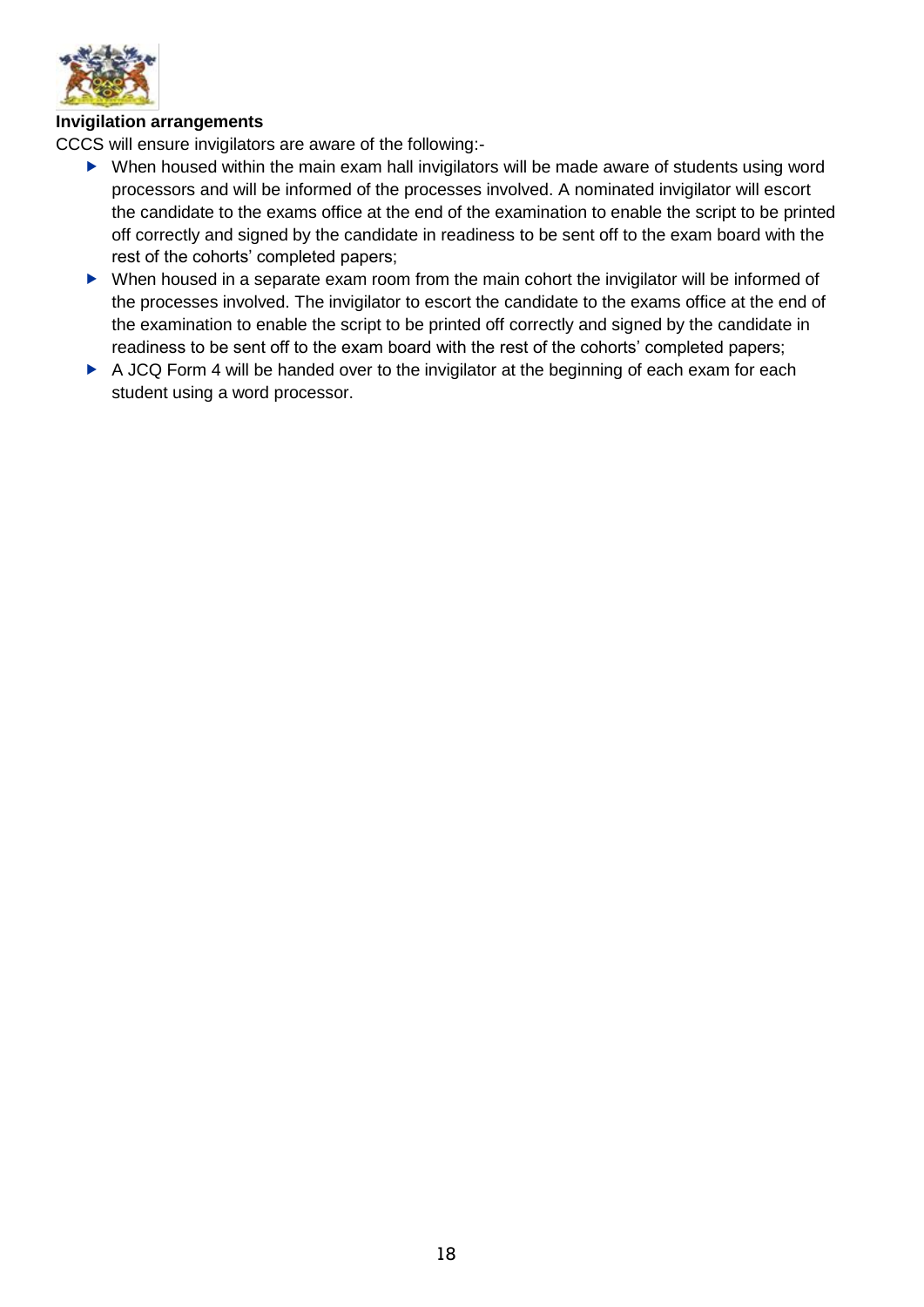**Invigilation arrangements**

CCCS will ensure invigilators are aware of the following:-

- When housed within the main exam hall invigilators will be made aware of students using word processors and will be informed of the processes involved. A nominated invigilator will escort the candidate to the exams office at the end of the examination to enable the script to be printed off correctly and signed by the candidate in readiness to be sent off to the exam board with the rest of the cohorts' completed papers;
- When housed in a separate exam room from the main cohort the invigilator will be informed of the processes involved. The invigilator to escort the candidate to the exams office at the end of the examination to enable the script to be printed off correctly and signed by the candidate in readiness to be sent off to the exam board with the rest of the cohorts' completed papers;
- A JCQ Form 4 will be handed over to the invigilator at the beginning of each exam for each student using a word processor.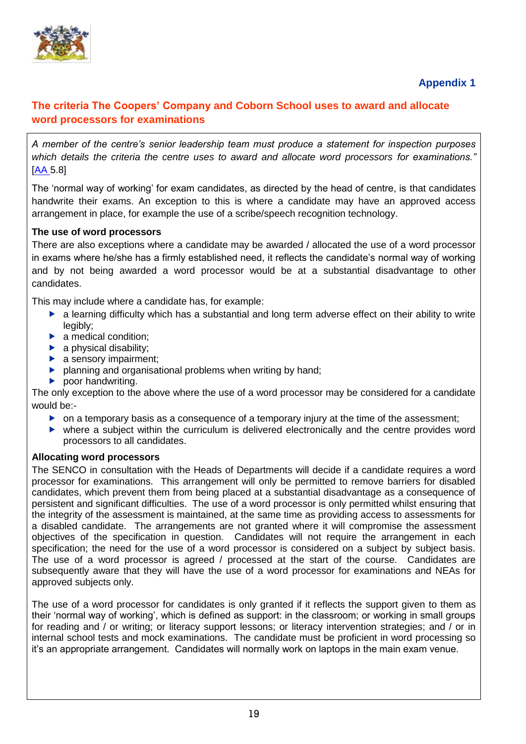**Appendix 1**

## The criteria The Coopers' Company and Coborn School uses to award and allocate word processors for examinations

*A member of the centre's senior leadership team must produce a statement for inspection purposes which details the criteria the centre uses to award and allocate word processors for examinations."* [AA 5.8]

The 'normal way of working' for exam candidates, as directed by the head of centre, is that candidates handwrite their exams. An exception to this is where a candidate may have an approved access arrangement in place, for example the use of a scribe/speech recognition technology.

**The use of word processors**

There are also exceptions where a candidate may be awarded / allocated the use of a word processor in exams where he/she has a firmly established need, it reflects the candidate's normal way of working and by not being awarded a word processor would be at a substantial disadvantage to other candidates.

This may include where a candidate has, for example:

- a learning difficulty which has a substantial and long term adverse effect on their ability to write legibly;
- a medical condition;
- a physical disability;
- a sensory impairment;
- planning and organisational problems when writing by hand;
- poor handwriting.

The only exception to the above where the use of a word processor may be considered for a candidate would be:-

- on a temporary basis as a consequence of a temporary injury at the time of the assessment;
- where a subject within the curriculum is delivered electronically and the centre provides word processors to all candidates.

**Allocating word processors**

The SENCO in consultation with the Heads of Departments will decide if a candidate requires a word processor for examinations. This arrangement will only be permitted to remove barriers for disabled candidates, which prevent them from being placed at a substantial disadvantage as a consequence of persistent and significant difficulties. The use of a word processor is only permitted whilst ensuring that the integrity of the assessment is maintained, at the same time as providing access to assessments for a disabled candidate. The arrangements are not granted where it will compromise the assessment objectives of the specification in question. Candidates will not require the arrangement in each specification; the need for the use of a word processor is considered on a subject by subject basis. The use of a word processor is agreed / processed at the start of the course. Candidates are subsequently aware that they will have the use of a word processor for examinations and NEAs for approved subjects only.

The use of a word processor for candidates is only granted if it reflects the support given to them as their 'normal way of working', which is defined as support: in the classroom; or working in small groups for reading and / or writing; or literacy support lessons; or literacy intervention strategies; and / or in internal school tests and mock examinations. The candidate must be proficient in word processing so it's an appropriate arrangement. Candidates will normally work on laptops in the main exam venue.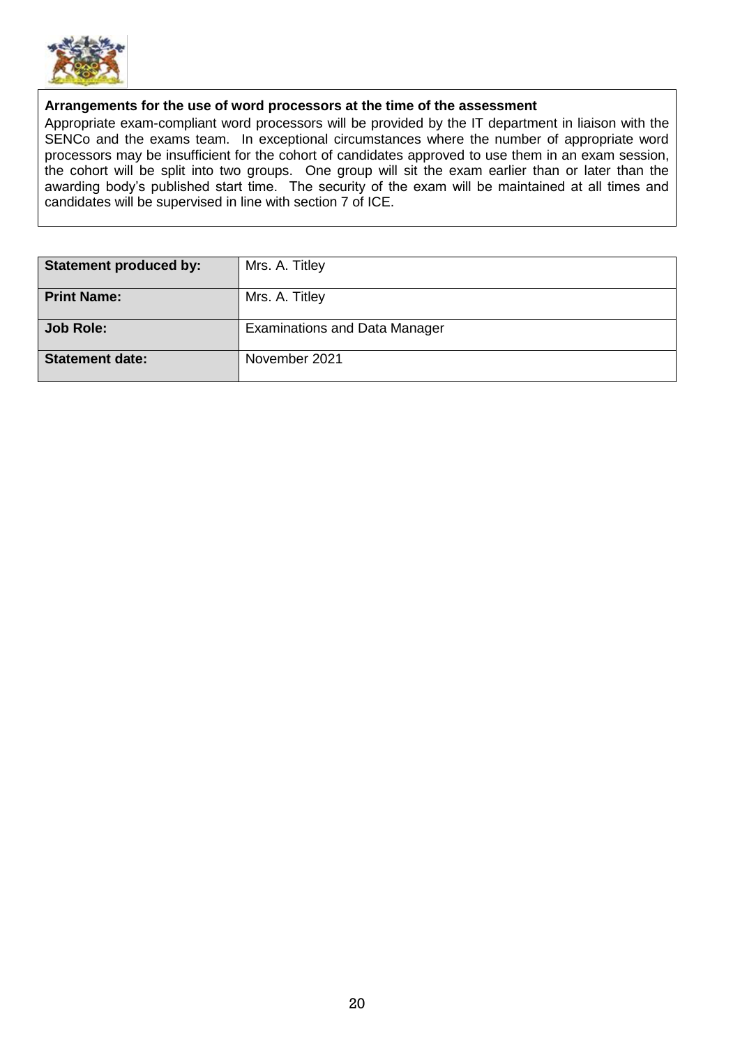**Arrangements for the use of word processors at the time of the assessment**

Appropriate exam-compliant word processors will be provided by the IT department in liaison with the SENCo and the exams team. In exceptional circumstances where the number of appropriate word processors may be insufficient for the cohort of candidates approved to use them in an exam session, the cohort will be split into two groups. One group will sit the exam earlier than or later than the awarding body's published start time. The security of the exam will be maintained at all times and candidates will be supervised in line with section 7 of ICE.

| | |
|---|---|
| **Statement produced by:** | Mrs. A. Titley |
| **Print Name:** | Mrs. A. Titley |
| **Job Role:** | Examinations and Data Manager |
| **Statement date:** | November 2021 |